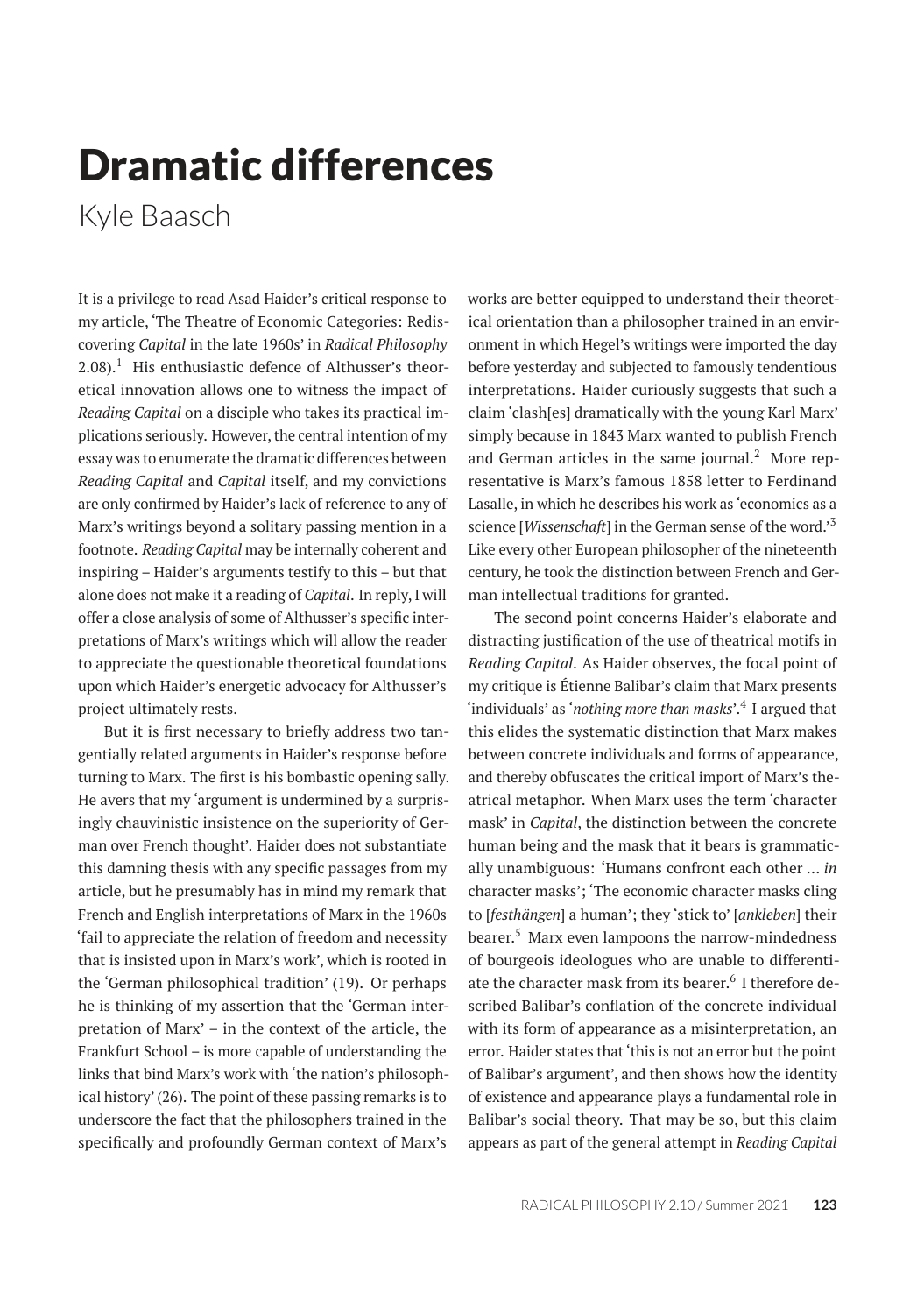# Dramatic differences

Kyle Baasch

It is a privilege to read Asad Haider's critical response to my article, 'The Theatre of Economic Categories: Rediscovering *Capital* in the late 1960s' in *Radical Philosophy* 2.08).[1] His enthusiastic defence of Althusser's theoretical innovation allows one to witness the impact of *Reading Capital* on a disciple who takes its practical implications seriously. However, the central intention of my essay was to enumerate the dramatic differences between *Reading Capital* and *Capital* itself, and my convictions are only confirmed by Haider's lack of reference to any of Marx's writings beyond a solitary passing mention in a footnote. *Reading Capital* may be internally coherent and inspiring – Haider's arguments testify to this – but that alone does not make it a reading of *Capital*. In reply, I will offer a close analysis of some of Althusser's specific interpretations of Marx's writings which will allow the reader to appreciate the questionable theoretical foundations upon which Haider's energetic advocacy for Althusser's project ultimately rests.

But it is first necessary to briefly address two tangentially related arguments in Haider's response before turning to Marx. The first is his bombastic opening sally. He avers that my 'argument is undermined by a surprisingly chauvinistic insistence on the superiority of German over French thought'. Haider does not substantiate this damning thesis with any specific passages from my article, but he presumably has in mind my remark that French and English interpretations of Marx in the 1960s 'fail to appreciate the relation of freedom and necessity that is insisted upon in Marx's work', which is rooted in the 'German philosophical tradition' (19). Or perhaps he is thinking of my assertion that the 'German interpretation of Marx' – in the context of the article, the Frankfurt School – is more capable of understanding the links that bind Marx's work with 'the nation's philosophical history' (26). The point of these passing remarks is to underscore the fact that the philosophers trained in the specifically and profoundly German context of Marx's works are better equipped to understand their theoretical orientation than a philosopher trained in an environment in which Hegel's writings were imported the day before yesterday and subjected to famously tendentious interpretations. Haider curiously suggests that such a claim 'clash[es] dramatically with the young Karl Marx' simply because in 1843 Marx wanted to publish French and German articles in the same journal.[2] More representative is Marx's famous 1858 letter to Ferdinand Lasalle, in which he describes his work as 'economics as a science [*Wissenschaft*] in the German sense of the word.'[3] Like every other European philosopher of the nineteenth century, he took the distinction between French and German intellectual traditions for granted.

The second point concerns Haider's elaborate and distracting justification of the use of theatrical motifs in *Reading Capital*. As Haider observes, the focal point of my critique is Étienne Balibar's claim that Marx presents 'individuals' as '*nothing more than masks*'.[4] I argued that this elides the systematic distinction that Marx makes between concrete individuals and forms of appearance, and thereby obfuscates the critical import of Marx's theatrical metaphor. When Marx uses the term 'character mask' in *Capital*, the distinction between the concrete human being and the mask that it bears is grammatically unambiguous: 'Humans confront each other … *in* character masks'; 'The economic character masks cling to [*festhängen*] a human'; they 'stick to' [*ankleben*] their bearer.[5] Marx even lampoons the narrow-mindedness of bourgeois ideologues who are unable to differentiate the character mask from its bearer.[6] I therefore described Balibar's conflation of the concrete individual with its form of appearance as a misinterpretation, an error. Haider states that 'this is not an error but the point of Balibar's argument', and then shows how the identity of existence and appearance plays a fundamental role in Balibar's social theory. That may be so, but this claim appears as part of the general attempt in *Reading Capital*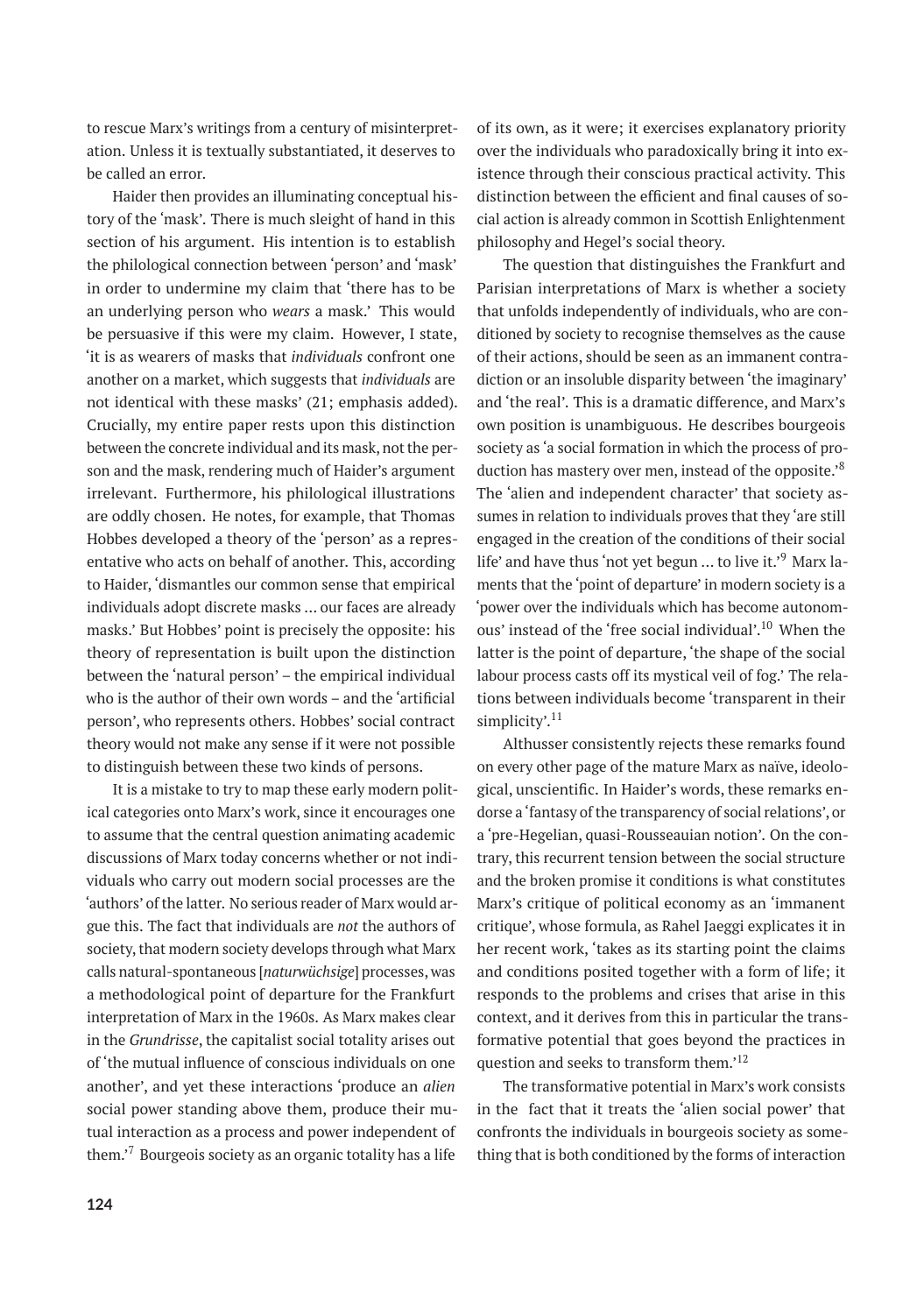to rescue Marx's writings from a century of misinterpretation. Unless it is textually substantiated, it deserves to be called an error.

Haider then provides an illuminating conceptual history of the 'mask'. There is much sleight of hand in this section of his argument. His intention is to establish the philological connection between 'person' and 'mask' in order to undermine my claim that 'there has to be an underlying person who *wears* a mask.' This would be persuasive if this were my claim. However, I state, 'it is as wearers of masks that *individuals* confront one another on a market, which suggests that *individuals* are not identical with these masks' (21; emphasis added). Crucially, my entire paper rests upon this distinction between the concrete individual and its mask, not the person and the mask, rendering much of Haider's argument irrelevant. Furthermore, his philological illustrations are oddly chosen. He notes, for example, that Thomas Hobbes developed a theory of the 'person' as a representative who acts on behalf of another. This, according to Haider, 'dismantles our common sense that empirical individuals adopt discrete masks … our faces are already masks.' But Hobbes' point is precisely the opposite: his theory of representation is built upon the distinction between the 'natural person' – the empirical individual who is the author of their own words – and the 'artificial person', who represents others. Hobbes' social contract theory would not make any sense if it were not possible to distinguish between these two kinds of persons.

It is a mistake to try to map these early modern political categories onto Marx's work, since it encourages one to assume that the central question animating academic discussions of Marx today concerns whether or not individuals who carry out modern social processes are the 'authors' of the latter. No serious reader of Marx would argue this. The fact that individuals are *not* the authors of society, that modern society develops through what Marx calls natural-spontaneous [*naturwüchsige*] processes, was a methodological point of departure for the Frankfurt interpretation of Marx in the 1960s. As Marx makes clear in the *Grundrisse*, the capitalist social totality arises out of 'the mutual influence of conscious individuals on one another', and yet these interactions 'produce an *alien* social power standing above them, produce their mutual interaction as a process and power independent of them.'[7] Bourgeois society as an organic totality has a life of its own, as it were; it exercises explanatory priority over the individuals who paradoxically bring it into existence through their conscious practical activity. This distinction between the efficient and final causes of social action is already common in Scottish Enlightenment philosophy and Hegel's social theory.

The question that distinguishes the Frankfurt and Parisian interpretations of Marx is whether a society that unfolds independently of individuals, who are conditioned by society to recognise themselves as the cause of their actions, should be seen as an immanent contradiction or an insoluble disparity between 'the imaginary' and 'the real'. This is a dramatic difference, and Marx's own position is unambiguous. He describes bourgeois society as 'a social formation in which the process of production has mastery over men, instead of the opposite.'[8] The 'alien and independent character' that society assumes in relation to individuals proves that they 'are still engaged in the creation of the conditions of their social life' and have thus 'not yet begun … to live it.'[9] Marx laments that the 'point of departure' in modern society is a 'power over the individuals which has become autonomous' instead of the 'free social individual'.[10] When the latter is the point of departure, 'the shape of the social labour process casts off its mystical veil of fog.' The relations between individuals become 'transparent in their simplicity'.[11]

Althusser consistently rejects these remarks found on every other page of the mature Marx as naïve, ideological, unscientific. In Haider's words, these remarks endorse a 'fantasy of the transparency of social relations', or a 'pre-Hegelian, quasi-Rousseauian notion'. On the contrary, this recurrent tension between the social structure and the broken promise it conditions is what constitutes Marx's critique of political economy as an 'immanent critique', whose formula, as Rahel Jaeggi explicates it in her recent work, 'takes as its starting point the claims and conditions posited together with a form of life; it responds to the problems and crises that arise in this context, and it derives from this in particular the transformative potential that goes beyond the practices in question and seeks to transform them.'[12]

The transformative potential in Marx's work consists in the fact that it treats the 'alien social power' that confronts the individuals in bourgeois society as something that is both conditioned by the forms of interaction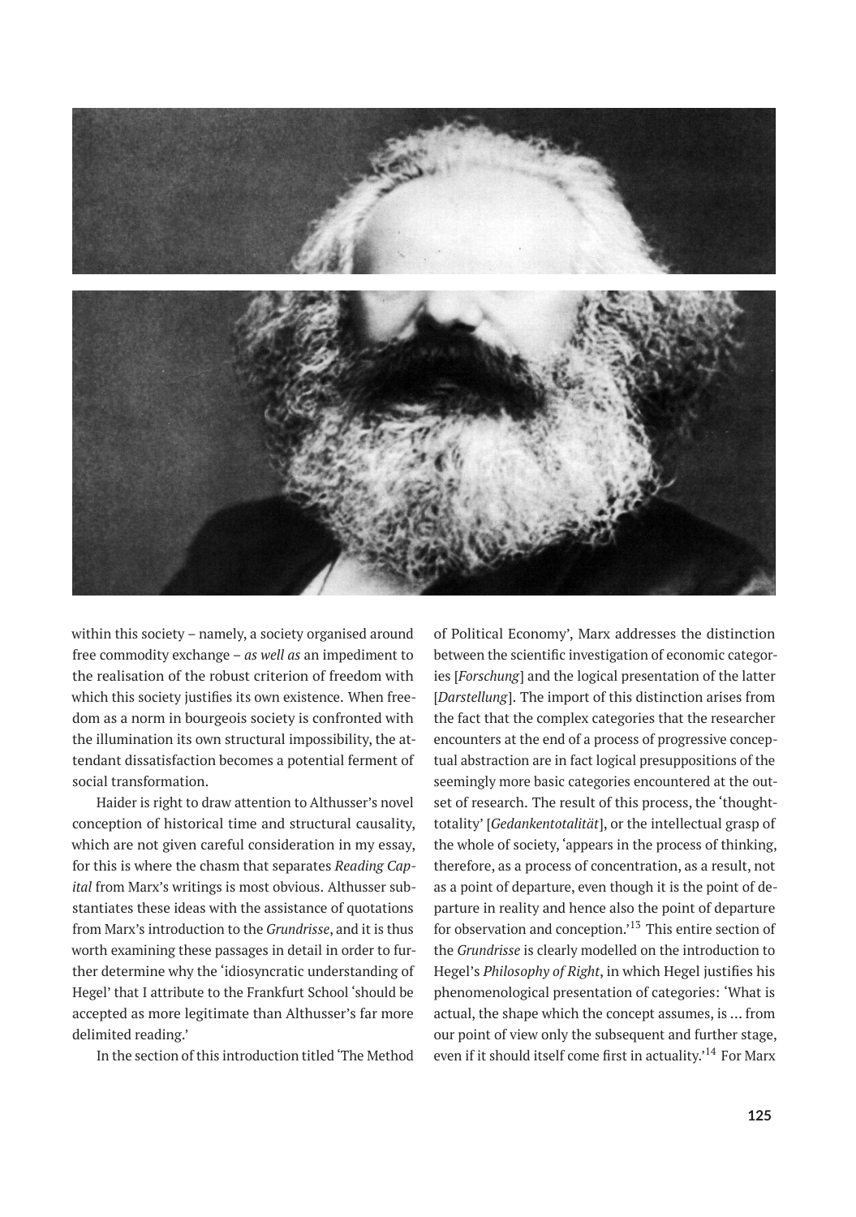within this society – namely, a society organised around free commodity exchange – *as well as* an impediment to the realisation of the robust criterion of freedom with which this society justifies its own existence. When freedom as a norm in bourgeois society is confronted with the illumination its own structural impossibility, the attendant dissatisfaction becomes a potential ferment of social transformation.

Haider is right to draw attention to Althusser's novel conception of historical time and structural causality, which are not given careful consideration in my essay, for this is where the chasm that separates *Reading Capital* from Marx's writings is most obvious. Althusser substantiates these ideas with the assistance of quotations from Marx's introduction to the *Grundrisse*, and it is thus worth examining these passages in detail in order to further determine why the 'idiosyncratic understanding of Hegel' that I attribute to the Frankfurt School 'should be accepted as more legitimate than Althusser's far more delimited reading.'

In the section of this introduction titled 'The Method of Political Economy', Marx addresses the distinction between the scientific investigation of economic categories [*Forschung*] and the logical presentation of the latter [*Darstellung*]. The import of this distinction arises from the fact that the complex categories that the researcher encounters at the end of a process of progressive conceptual abstraction are in fact logical presuppositions of the seemingly more basic categories encountered at the outset of research. The result of this process, the 'thought-totality' [*Gedankentotalität*], or the intellectual grasp of the whole of society, 'appears in the process of thinking, therefore, as a process of concentration, as a result, not as a point of departure, even though it is the point of departure in reality and hence also the point of departure for observation and conception.'[13] This entire section of the *Grundrisse* is clearly modelled on the introduction to Hegel's *Philosophy of Right*, in which Hegel justifies his phenomenological presentation of categories: 'What is actual, the shape which the concept assumes, is … from our point of view only the subsequent and further stage, even if it should itself come first in actuality.'[14] For Marx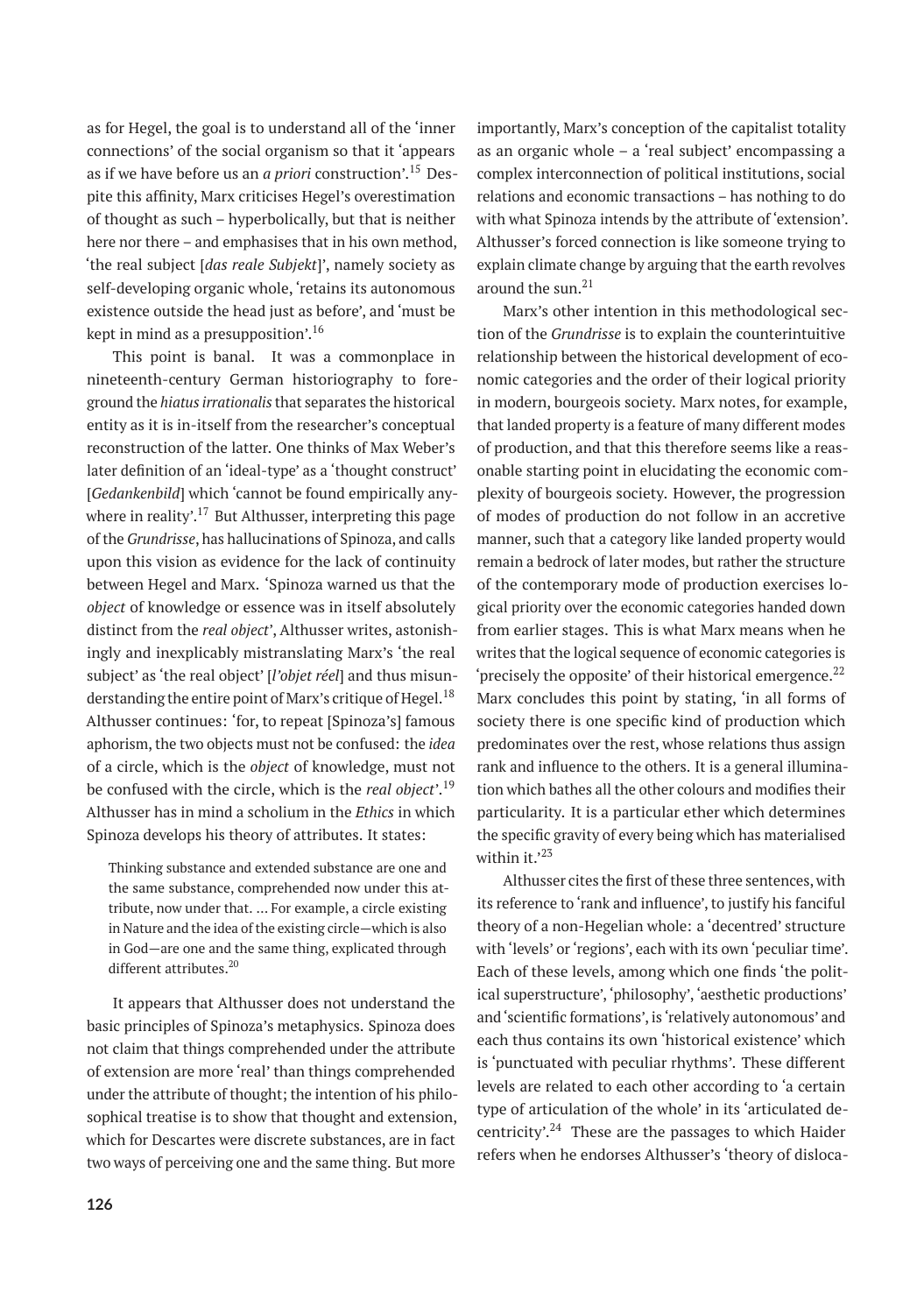as for Hegel, the goal is to understand all of the 'inner connections' of the social organism so that it 'appears as if we have before us an *a priori* construction'.[15] Despite this affinity, Marx criticises Hegel's overestimation of thought as such – hyperbolically, but that is neither here nor there – and emphasises that in his own method, 'the real subject [*das reale Subjekt*]', namely society as self-developing organic whole, 'retains its autonomous existence outside the head just as before', and 'must be kept in mind as a presupposition'.[16]

This point is banal. It was a commonplace in nineteenth-century German historiography to foreground the *hiatus irrationalis* that separates the historical entity as it is in-itself from the researcher's conceptual reconstruction of the latter. One thinks of Max Weber's later definition of an 'ideal-type' as a 'thought construct' [*Gedankenbild*] which 'cannot be found empirically anywhere in reality'.[17] But Althusser, interpreting this page of the *Grundrisse*, has hallucinations of Spinoza, and calls upon this vision as evidence for the lack of continuity between Hegel and Marx. 'Spinoza warned us that the *object* of knowledge or essence was in itself absolutely distinct from the *real object*', Althusser writes, astonishingly and inexplicably mistranslating Marx's 'the real subject' as 'the real object' [*l'objet réel*] and thus misunderstanding the entire point of Marx's critique of Hegel.[18] Althusser continues: 'for, to repeat [Spinoza's] famous aphorism, the two objects must not be confused: the *idea* of a circle, which is the *object* of knowledge, must not be confused with the circle, which is the *real object*'.[19] Althusser has in mind a scholium in the *Ethics* in which Spinoza develops his theory of attributes. It states:

> Thinking substance and extended substance are one and the same substance, comprehended now under this attribute, now under that. … For example, a circle existing in Nature and the idea of the existing circle—which is also in God—are one and the same thing, explicated through different attributes.[20]

It appears that Althusser does not understand the basic principles of Spinoza's metaphysics. Spinoza does not claim that things comprehended under the attribute of extension are more 'real' than things comprehended under the attribute of thought; the intention of his philosophical treatise is to show that thought and extension, which for Descartes were discrete substances, are in fact two ways of perceiving one and the same thing. But more importantly, Marx's conception of the capitalist totality as an organic whole – a 'real subject' encompassing a complex interconnection of political institutions, social relations and economic transactions – has nothing to do with what Spinoza intends by the attribute of 'extension'. Althusser's forced connection is like someone trying to explain climate change by arguing that the earth revolves around the sun.[21]

Marx's other intention in this methodological section of the *Grundrisse* is to explain the counterintuitive relationship between the historical development of economic categories and the order of their logical priority in modern, bourgeois society. Marx notes, for example, that landed property is a feature of many different modes of production, and that this therefore seems like a reasonable starting point in elucidating the economic complexity of bourgeois society. However, the progression of modes of production do not follow in an accretive manner, such that a category like landed property would remain a bedrock of later modes, but rather the structure of the contemporary mode of production exercises logical priority over the economic categories handed down from earlier stages. This is what Marx means when he writes that the logical sequence of economic categories is 'precisely the opposite' of their historical emergence.[22] Marx concludes this point by stating, 'in all forms of society there is one specific kind of production which predominates over the rest, whose relations thus assign rank and influence to the others. It is a general illumination which bathes all the other colours and modifies their particularity. It is a particular ether which determines the specific gravity of every being which has materialised within it.'[23]

Althusser cites the first of these three sentences, with its reference to 'rank and influence', to justify his fanciful theory of a non-Hegelian whole: a 'decentred' structure with 'levels' or 'regions', each with its own 'peculiar time'. Each of these levels, among which one finds 'the political superstructure', 'philosophy', 'aesthetic productions' and 'scientific formations', is 'relatively autonomous' and each thus contains its own 'historical existence' which is 'punctuated with peculiar rhythms'. These different levels are related to each other according to 'a certain type of articulation of the whole' in its 'articulated decentricity'.[24] These are the passages to which Haider refers when he endorses Althusser's 'theory of disloca-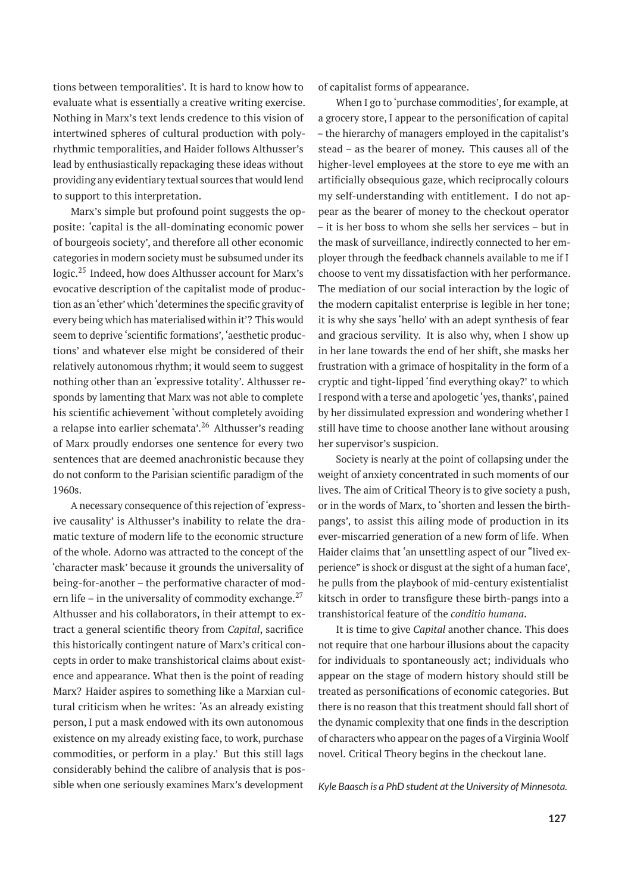tions between temporalities'. It is hard to know how to evaluate what is essentially a creative writing exercise. Nothing in Marx's text lends credence to this vision of intertwined spheres of cultural production with polyrhythmic temporalities, and Haider follows Althusser's lead by enthusiastically repackaging these ideas without providing any evidentiary textual sources that would lend to support to this interpretation.

Marx's simple but profound point suggests the opposite: 'capital is the all-dominating economic power of bourgeois society', and therefore all other economic categories in modern society must be subsumed under its logic.[25] Indeed, how does Althusser account for Marx's evocative description of the capitalist mode of production as an 'ether' which 'determines the specific gravity of every being which has materialised within it'? This would seem to deprive 'scientific formations', 'aesthetic productions' and whatever else might be considered of their relatively autonomous rhythm; it would seem to suggest nothing other than an 'expressive totality'. Althusser responds by lamenting that Marx was not able to complete his scientific achievement 'without completely avoiding a relapse into earlier schemata'.[26] Althusser's reading of Marx proudly endorses one sentence for every two sentences that are deemed anachronistic because they do not conform to the Parisian scientific paradigm of the 1960s.

A necessary consequence of this rejection of 'expressive causality' is Althusser's inability to relate the dramatic texture of modern life to the economic structure of the whole. Adorno was attracted to the concept of the 'character mask' because it grounds the universality of being-for-another – the performative character of modern life – in the universality of commodity exchange.[27] Althusser and his collaborators, in their attempt to extract a general scientific theory from *Capital*, sacrifice this historically contingent nature of Marx's critical concepts in order to make transhistorical claims about existence and appearance. What then is the point of reading Marx? Haider aspires to something like a Marxian cultural criticism when he writes: 'As an already existing person, I put a mask endowed with its own autonomous existence on my already existing face, to work, purchase commodities, or perform in a play.' But this still lags considerably behind the calibre of analysis that is possible when one seriously examines Marx's development of capitalist forms of appearance.

When I go to 'purchase commodities', for example, at a grocery store, I appear to the personification of capital – the hierarchy of managers employed in the capitalist's stead – as the bearer of money. This causes all of the higher-level employees at the store to eye me with an artificially obsequious gaze, which reciprocally colours my self-understanding with entitlement. I do not appear as the bearer of money to the checkout operator – it is her boss to whom she sells her services – but in the mask of surveillance, indirectly connected to her employer through the feedback channels available to me if I choose to vent my dissatisfaction with her performance. The mediation of our social interaction by the logic of the modern capitalist enterprise is legible in her tone; it is why she says 'hello' with an adept synthesis of fear and gracious servility. It is also why, when I show up in her lane towards the end of her shift, she masks her frustration with a grimace of hospitality in the form of a cryptic and tight-lipped 'find everything okay?' to which I respond with a terse and apologetic 'yes, thanks', pained by her dissimulated expression and wondering whether I still have time to choose another lane without arousing her supervisor's suspicion.

Society is nearly at the point of collapsing under the weight of anxiety concentrated in such moments of our lives. The aim of Critical Theory is to give society a push, or in the words of Marx, to 'shorten and lessen the birth-pangs', to assist this ailing mode of production in its ever-miscarried generation of a new form of life. When Haider claims that 'an unsettling aspect of our "lived experience" is shock or disgust at the sight of a human face', he pulls from the playbook of mid-century existentialist kitsch in order to transfigure these birth-pangs into a transhistorical feature of the *conditio humana*.

It is time to give *Capital* another chance. This does not require that one harbour illusions about the capacity for individuals to spontaneously act; individuals who appear on the stage of modern history should still be treated as personifications of economic categories. But there is no reason that this treatment should fall short of the dynamic complexity that one finds in the description of characters who appear on the pages of a Virginia Woolf novel. Critical Theory begins in the checkout lane.

*Kyle Baasch is a PhD student at the University of Minnesota.*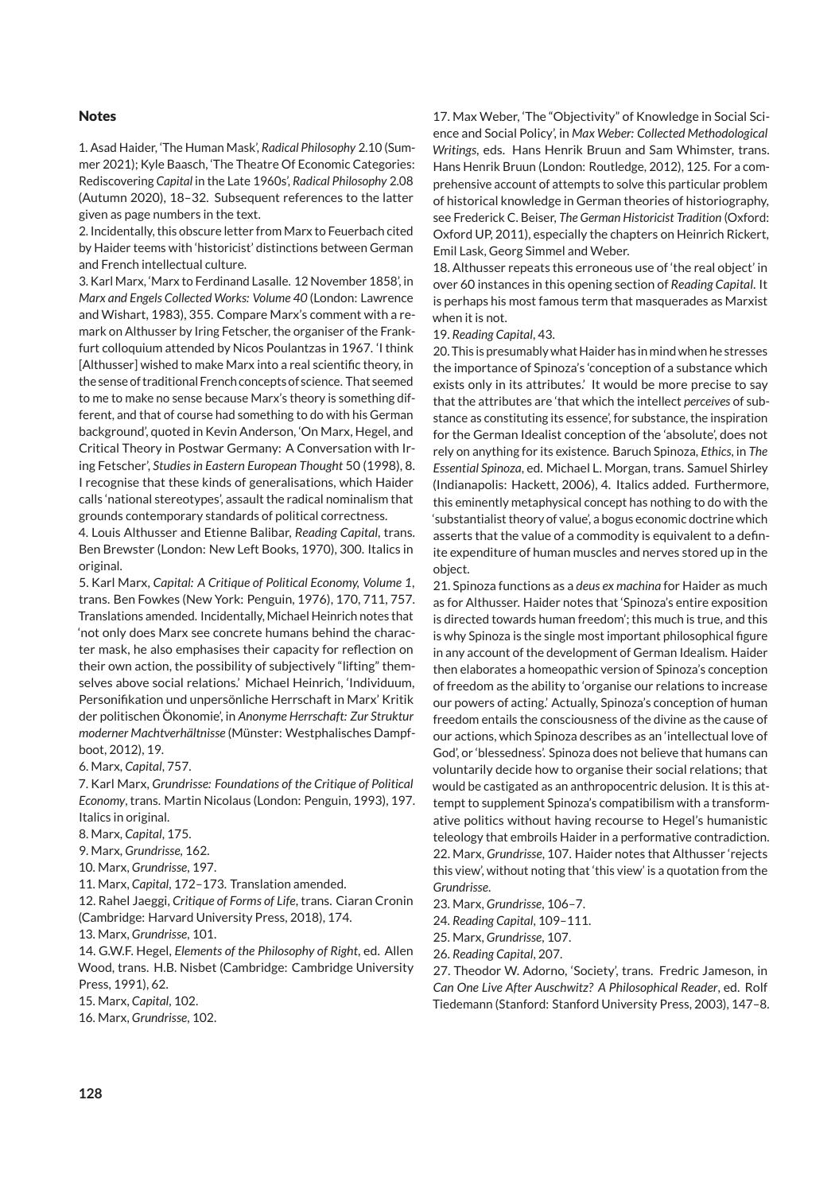## Notes

1. Asad Haider, 'The Human Mask', *Radical Philosophy* 2.10 (Summer 2021); Kyle Baasch, 'The Theatre Of Economic Categories: Rediscovering *Capital* in the Late 1960s', *Radical Philosophy* 2.08 (Autumn 2020), 18–32. Subsequent references to the latter given as page numbers in the text.

2. Incidentally, this obscure letter from Marx to Feuerbach cited by Haider teems with 'historicist' distinctions between German and French intellectual culture.

3. Karl Marx, 'Marx to Ferdinand Lasalle. 12 November 1858', in *Marx and Engels Collected Works: Volume 40* (London: Lawrence and Wishart, 1983), 355. Compare Marx's comment with a remark on Althusser by Iring Fetscher, the organiser of the Frankfurt colloquium attended by Nicos Poulantzas in 1967. 'I think [Althusser] wished to make Marx into a real scientific theory, in the sense of traditional French concepts of science. That seemed to me to make no sense because Marx's theory is something different, and that of course had something to do with his German background', quoted in Kevin Anderson, 'On Marx, Hegel, and Critical Theory in Postwar Germany: A Conversation with Iring Fetscher', *Studies in Eastern European Thought* 50 (1998), 8. I recognise that these kinds of generalisations, which Haider calls 'national stereotypes', assault the radical nominalism that grounds contemporary standards of political correctness.

4. Louis Althusser and Etienne Balibar, *Reading Capital*, trans. Ben Brewster (London: New Left Books, 1970), 300. Italics in original.

5. Karl Marx, *Capital: A Critique of Political Economy, Volume 1*, trans. Ben Fowkes (New York: Penguin, 1976), 170, 711, 757. Translations amended. Incidentally, Michael Heinrich notes that 'not only does Marx see concrete humans behind the character mask, he also emphasises their capacity for reflection on their own action, the possibility of subjectively "lifting" themselves above social relations.' Michael Heinrich, 'Individuum, Personifikation und unpersönliche Herrschaft in Marx' Kritik der politischen Ökonomie', in *Anonyme Herrschaft: Zur Struktur moderner Machtverhältnisse* (Münster: Westphalisches Dampfboot, 2012), 19.

6. Marx, *Capital*, 757.

7. Karl Marx, *Grundrisse: Foundations of the Critique of Political Economy*, trans. Martin Nicolaus (London: Penguin, 1993), 197. Italics in original.

8. Marx, *Capital*, 175.

9. Marx, *Grundrisse*, 162.

10. Marx, *Grundrisse*, 197.

11. Marx, *Capital*, 172–173. Translation amended.

12. Rahel Jaeggi, *Critique of Forms of Life*, trans. Ciaran Cronin (Cambridge: Harvard University Press, 2018), 174.

13. Marx, *Grundrisse*, 101.

14. G.W.F. Hegel, *Elements of the Philosophy of Right*, ed. Allen Wood, trans. H.B. Nisbet (Cambridge: Cambridge University Press, 1991), 62.

15. Marx, *Capital*, 102.

16. Marx, *Grundrisse*, 102.

17. Max Weber, 'The "Objectivity" of Knowledge in Social Science and Social Policy', in *Max Weber: Collected Methodological Writings*, eds. Hans Henrik Bruun and Sam Whimster, trans. Hans Henrik Bruun (London: Routledge, 2012), 125. For a comprehensive account of attempts to solve this particular problem of historical knowledge in German theories of historiography, see Frederick C. Beiser, *The German Historicist Tradition* (Oxford: Oxford UP, 2011), especially the chapters on Heinrich Rickert, Emil Lask, Georg Simmel and Weber.

18. Althusser repeats this erroneous use of 'the real object' in over 60 instances in this opening section of *Reading Capital*. It is perhaps his most famous term that masquerades as Marxist when it is not.

19. *Reading Capital*, 43.

20. This is presumably what Haider has in mind when he stresses the importance of Spinoza's 'conception of a substance which exists only in its attributes.' It would be more precise to say that the attributes are 'that which the intellect *perceives* of substance as constituting its essence', for substance, the inspiration for the German Idealist conception of the 'absolute', does not rely on anything for its existence. Baruch Spinoza, *Ethics*, in *The Essential Spinoza*, ed. Michael L. Morgan, trans. Samuel Shirley (Indianapolis: Hackett, 2006), 4. Italics added. Furthermore, this eminently metaphysical concept has nothing to do with the 'substantialist theory of value', a bogus economic doctrine which asserts that the value of a commodity is equivalent to a definite expenditure of human muscles and nerves stored up in the object.

21. Spinoza functions as a *deus ex machina* for Haider as much as for Althusser. Haider notes that 'Spinoza's entire exposition is directed towards human freedom'; this much is true, and this is why Spinoza is the single most important philosophical figure in any account of the development of German Idealism. Haider then elaborates a homeopathic version of Spinoza's conception of freedom as the ability to 'organise our relations to increase our powers of acting.' Actually, Spinoza's conception of human freedom entails the consciousness of the divine as the cause of our actions, which Spinoza describes as an 'intellectual love of God', or 'blessedness'. Spinoza does not believe that humans can voluntarily decide how to organise their social relations; that would be castigated as an anthropocentric delusion. It is this attempt to supplement Spinoza's compatibilism with a transformative politics without having recourse to Hegel's humanistic teleology that embroils Haider in a performative contradiction.

22. Marx, *Grundrisse*, 107. Haider notes that Althusser 'rejects this view', without noting that 'this view' is a quotation from the *Grundrisse*.

23. Marx, *Grundrisse*, 106–7.

24. *Reading Capital*, 109–111.

25. Marx, *Grundrisse*, 107.

26. *Reading Capital*, 207.

27. Theodor W. Adorno, 'Society', trans. Fredric Jameson, in *Can One Live After Auschwitz? A Philosophical Reader*, ed. Rolf Tiedemann (Stanford: Stanford University Press, 2003), 147–8.